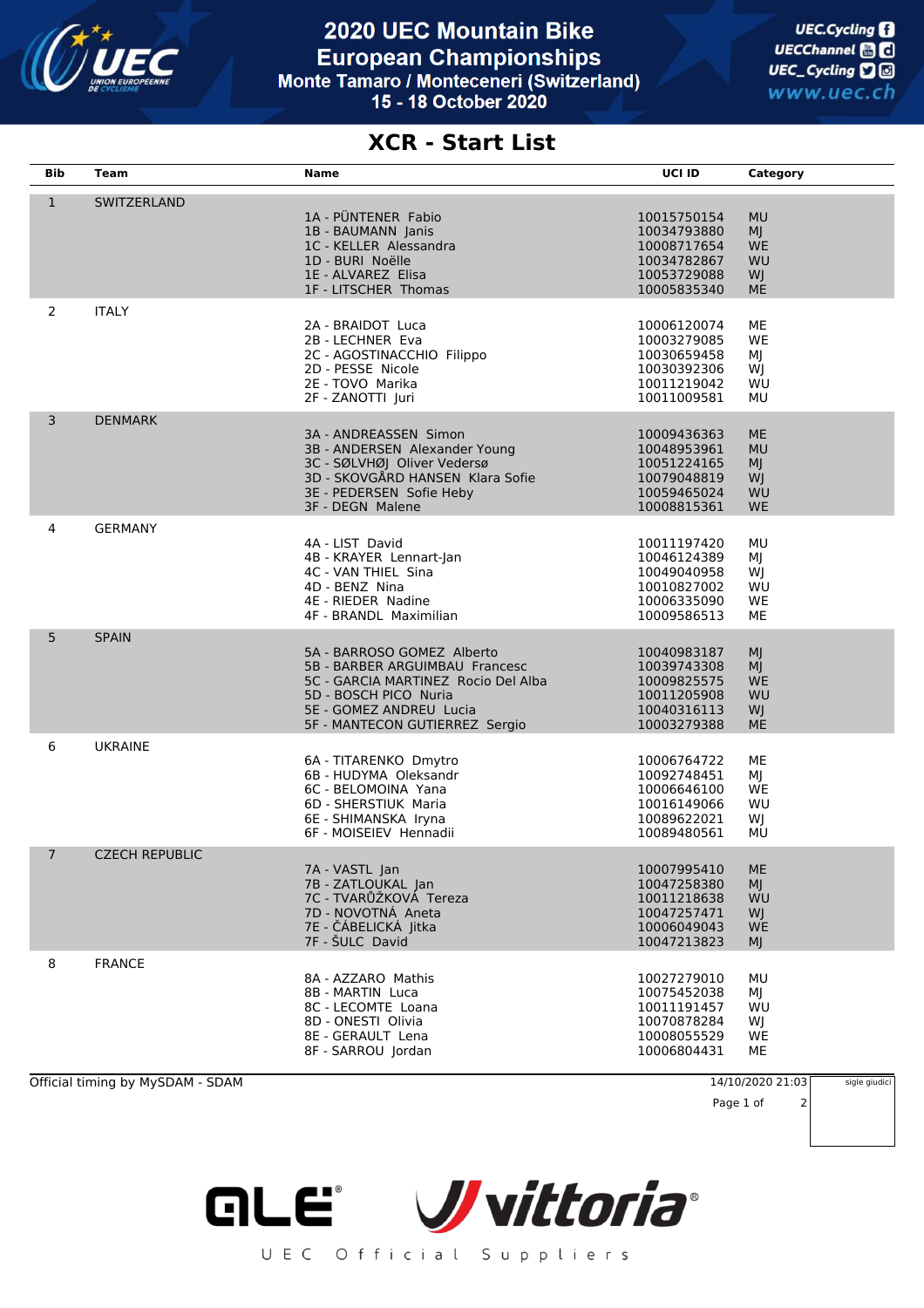# 2020 UEC Mountain Bike European Championships

**Monte Tamaro / Monteceneri (Switzerland)**

**15 - 18 October 2020**

UEC.Cycling
UECChannel
UEC_Cycling
www.uec.ch

## XCR - Start List

| Bib | Team | Name | UCI ID | Category |
|---|---|---|---|---|
| 1 | SWITZERLAND | | | |
| | | 1A - PÜNTENER Fabio | 10015750154 | MU |
| | | 1B - BAUMANN Janis | 10034793880 | MJ |
| | | 1C - KELLER Alessandra | 10008717654 | WE |
| | | 1D - BURI Noëlle | 10034782867 | WU |
| | | 1E - ALVAREZ Elisa | 10053729088 | WJ |
| | | 1F - LITSCHER Thomas | 10005835340 | ME |
| 2 | ITALY | | | |
| | | 2A - BRAIDOT Luca | 10006120074 | ME |
| | | 2B - LECHNER Eva | 10003279085 | WE |
| | | 2C - AGOSTINACCHIO Filippo | 10030659458 | MJ |
| | | 2D - PESSE Nicole | 10030392306 | WJ |
| | | 2E - TOVO Marika | 10011219042 | WU |
| | | 2F - ZANOTTI Juri | 10011009581 | MU |
| 3 | DENMARK | | | |
| | | 3A - ANDREASSEN Simon | 10009436363 | ME |
| | | 3B - ANDERSEN Alexander Young | 10048953961 | MU |
| | | 3C - SØLVHØJ Oliver Vedersø | 10051224165 | MJ |
| | | 3D - SKOVGÅRD HANSEN Klara Sofie | 10079048819 | WJ |
| | | 3E - PEDERSEN Sofie Heby | 10059465024 | WU |
| | | 3F - DEGN Malene | 10008815361 | WE |
| 4 | GERMANY | | | |
| | | 4A - LIST David | 10011197420 | MU |
| | | 4B - KRAYER Lennart-Jan | 10046124389 | MJ |
| | | 4C - VAN THIEL Sina | 10049040958 | WJ |
| | | 4D - BENZ Nina | 10010827002 | WU |
| | | 4E - RIEDER Nadine | 10006335090 | WE |
| | | 4F - BRANDL Maximilian | 10009586513 | ME |
| 5 | SPAIN | | | |
| | | 5A - BARROSO GOMEZ Alberto | 10040983187 | MJ |
| | | 5B - BARBER ARGUIMBAU Francesc | 10039743308 | MJ |
| | | 5C - GARCIA MARTINEZ Rocio Del Alba | 10009825575 | WE |
| | | 5D - BOSCH PICO Nuria | 10011205908 | WU |
| | | 5E - GOMEZ ANDREU Lucia | 10040316113 | WJ |
| | | 5F - MANTECON GUTIERREZ Sergio | 10003279388 | ME |
| 6 | UKRAINE | | | |
| | | 6A - TITARENKO Dmytro | 10006764722 | ME |
| | | 6B - HUDYMA Oleksandr | 10092748451 | MJ |
| | | 6C - BELOMOINA Yana | 10006646100 | WE |
| | | 6D - SHERSTIUK Maria | 10016149066 | WU |
| | | 6E - SHIMANSKA Iryna | 10089622021 | WJ |
| | | 6F - MOISEIEV Hennadii | 10089480561 | MU |
| 7 | CZECH REPUBLIC | | | |
| | | 7A - VASTL Jan | 10007995410 | ME |
| | | 7B - ZATLOUKAL Jan | 10047258380 | MJ |
| | | 7C - TVARŮŽKOVÁ Tereza | 10011218638 | WU |
| | | 7D - NOVOTNÁ Aneta | 10047257471 | WJ |
| | | 7E - ČÁBELICKÁ Jitka | 10006049043 | WE |
| | | 7F - ŠULC David | 10047213823 | MJ |
| 8 | FRANCE | | | |
| | | 8A - AZZARO Mathis | 10027279010 | MU |
| | | 8B - MARTIN Luca | 10075452038 | MJ |
| | | 8C - LECOMTE Loana | 10011191457 | WU |
| | | 8D - ONESTI Olivia | 10070878284 | WJ |
| | | 8E - GERAULT Lena | 10008055529 | WE |
| | | 8F - SARROU Jordan | 10006804431 | ME |

Official timing by MySDAM - SDAM

14/10/2020 21:03

sigle giudici

ALE® Vittoria®

UEC Official Suppliers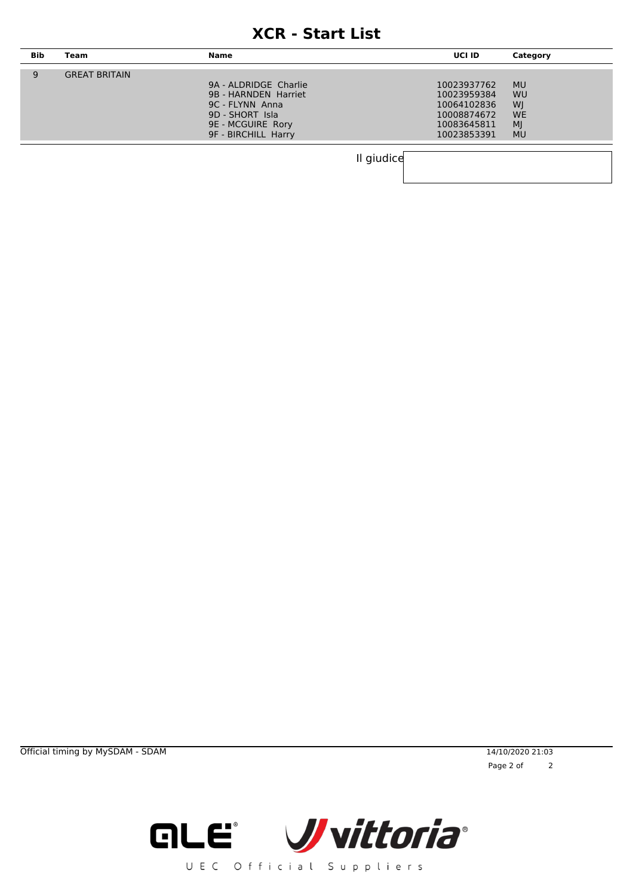# XCR - Start List

| Bib | Team | Name | UCI ID | Category |
|---|---|---|---|---|
| 9 | GREAT BRITAIN | | | |
| | | 9A - ALDRIDGE Charlie | 10023937762 | MU |
| | | 9B - HARNDEN Harriet | 10023959384 | WU |
| | | 9C - FLYNN Anna | 10064102836 | WJ |
| | | 9D - SHORT Isla | 10008874672 | WE |
| | | 9E - MCGUIRE Rory | 10083645811 | MJ |
| | | 9F - BIRCHILL Harry | 10023853391 | MU |

Il giudice

Official timing by MySDAM - SDAM

14/10/2020 21:03

UEC Official Suppliers